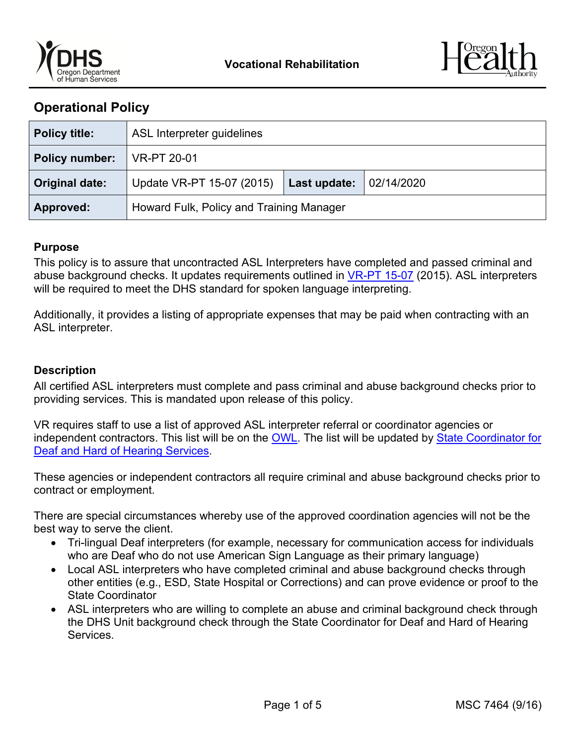Vocational Rehabilitation

## Operational Policy

| Policy title: | ASL Interpreter guidelines | | |
|---|---|---|---|
| Policy number: | VR-PT 20-01 | | |
| Original date: | Update VR-PT 15-07 (2015) | Last update: | 02/14/2020 |
| Approved: | Howard Fulk, Policy and Training Manager | | |

### Purpose

This policy is to assure that uncontracted ASL Interpreters have completed and passed criminal and abuse background checks. It updates requirements outlined in VR-PT 15-07 (2015). ASL interpreters will be required to meet the DHS standard for spoken language interpreting.

Additionally, it provides a listing of appropriate expenses that may be paid when contracting with an ASL interpreter.

### Description

All certified ASL interpreters must complete and pass criminal and abuse background checks prior to providing services. This is mandated upon release of this policy.

VR requires staff to use a list of approved ASL interpreter referral or coordinator agencies or independent contractors. This list will be on the OWL. The list will be updated by State Coordinator for Deaf and Hard of Hearing Services.

These agencies or independent contractors all require criminal and abuse background checks prior to contract or employment.

There are special circumstances whereby use of the approved coordination agencies will not be the best way to serve the client.

- Tri-lingual Deaf interpreters (for example, necessary for communication access for individuals who are Deaf who do not use American Sign Language as their primary language)
- Local ASL interpreters who have completed criminal and abuse background checks through other entities (e.g., ESD, State Hospital or Corrections) and can prove evidence or proof to the State Coordinator
- ASL interpreters who are willing to complete an abuse and criminal background check through the DHS Unit background check through the State Coordinator for Deaf and Hard of Hearing Services.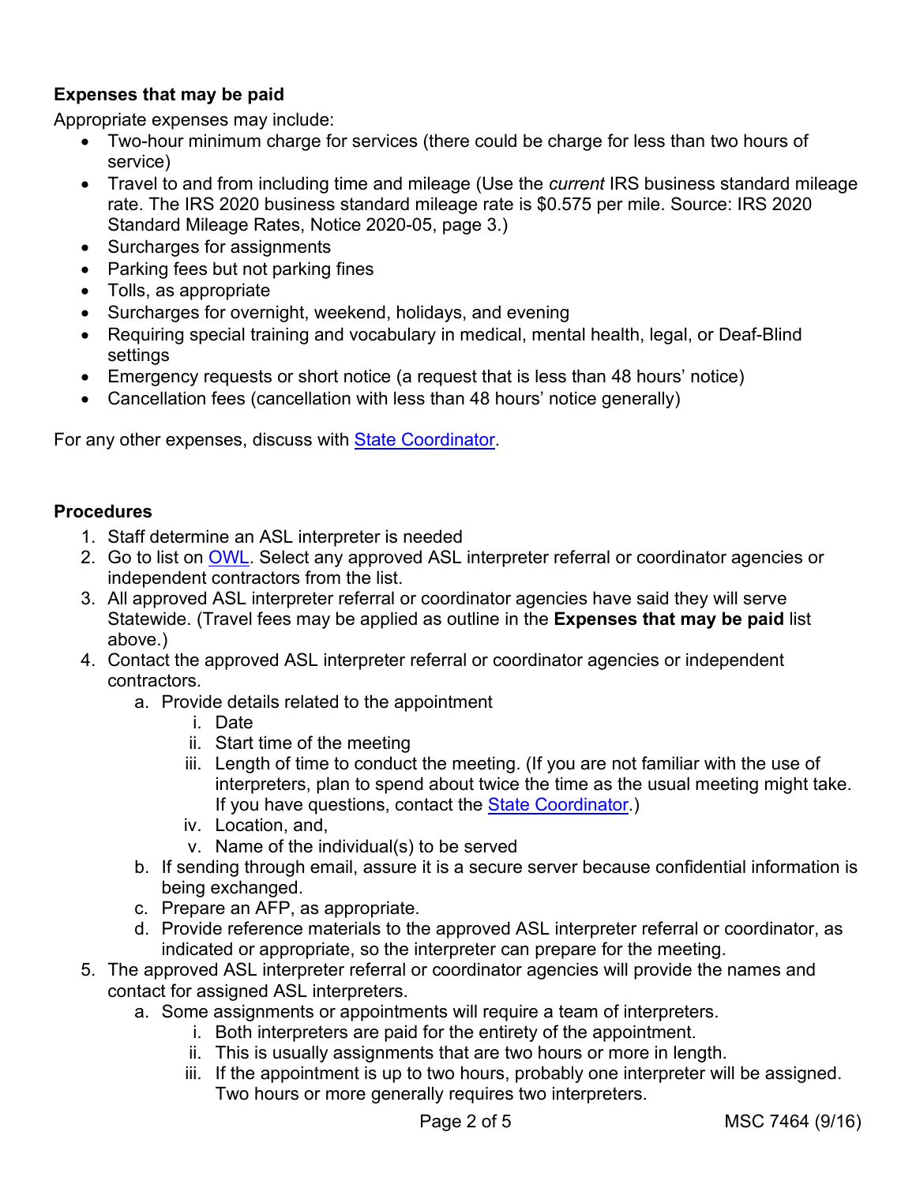**Expenses that may be paid**

Appropriate expenses may include:

- Two-hour minimum charge for services (there could be charge for less than two hours of service)
- Travel to and from including time and mileage (Use the *current* IRS business standard mileage rate. The IRS 2020 business standard mileage rate is $0.575 per mile. Source: IRS 2020 Standard Mileage Rates, Notice 2020-05, page 3.)
- Surcharges for assignments
- Parking fees but not parking fines
- Tolls, as appropriate
- Surcharges for overnight, weekend, holidays, and evening
- Requiring special training and vocabulary in medical, mental health, legal, or Deaf-Blind settings
- Emergency requests or short notice (a request that is less than 48 hours' notice)
- Cancellation fees (cancellation with less than 48 hours' notice generally)

For any other expenses, discuss with State Coordinator.

**Procedures**

1. Staff determine an ASL interpreter is needed
2. Go to list on OWL. Select any approved ASL interpreter referral or coordinator agencies or independent contractors from the list.
3. All approved ASL interpreter referral or coordinator agencies have said they will serve Statewide. (Travel fees may be applied as outline in the **Expenses that may be paid** list above.)
4. Contact the approved ASL interpreter referral or coordinator agencies or independent contractors.
   a. Provide details related to the appointment
      i. Date
      ii. Start time of the meeting
      iii. Length of time to conduct the meeting. (If you are not familiar with the use of interpreters, plan to spend about twice the time as the usual meeting might take. If you have questions, contact the State Coordinator.)
      iv. Location, and,
      v. Name of the individual(s) to be served
   b. If sending through email, assure it is a secure server because confidential information is being exchanged.
   c. Prepare an AFP, as appropriate.
   d. Provide reference materials to the approved ASL interpreter referral or coordinator, as indicated or appropriate, so the interpreter can prepare for the meeting.
5. The approved ASL interpreter referral or coordinator agencies will provide the names and contact for assigned ASL interpreters.
   a. Some assignments or appointments will require a team of interpreters.
      i. Both interpreters are paid for the entirety of the appointment.
      ii. This is usually assignments that are two hours or more in length.
      iii. If the appointment is up to two hours, probably one interpreter will be assigned. Two hours or more generally requires two interpreters.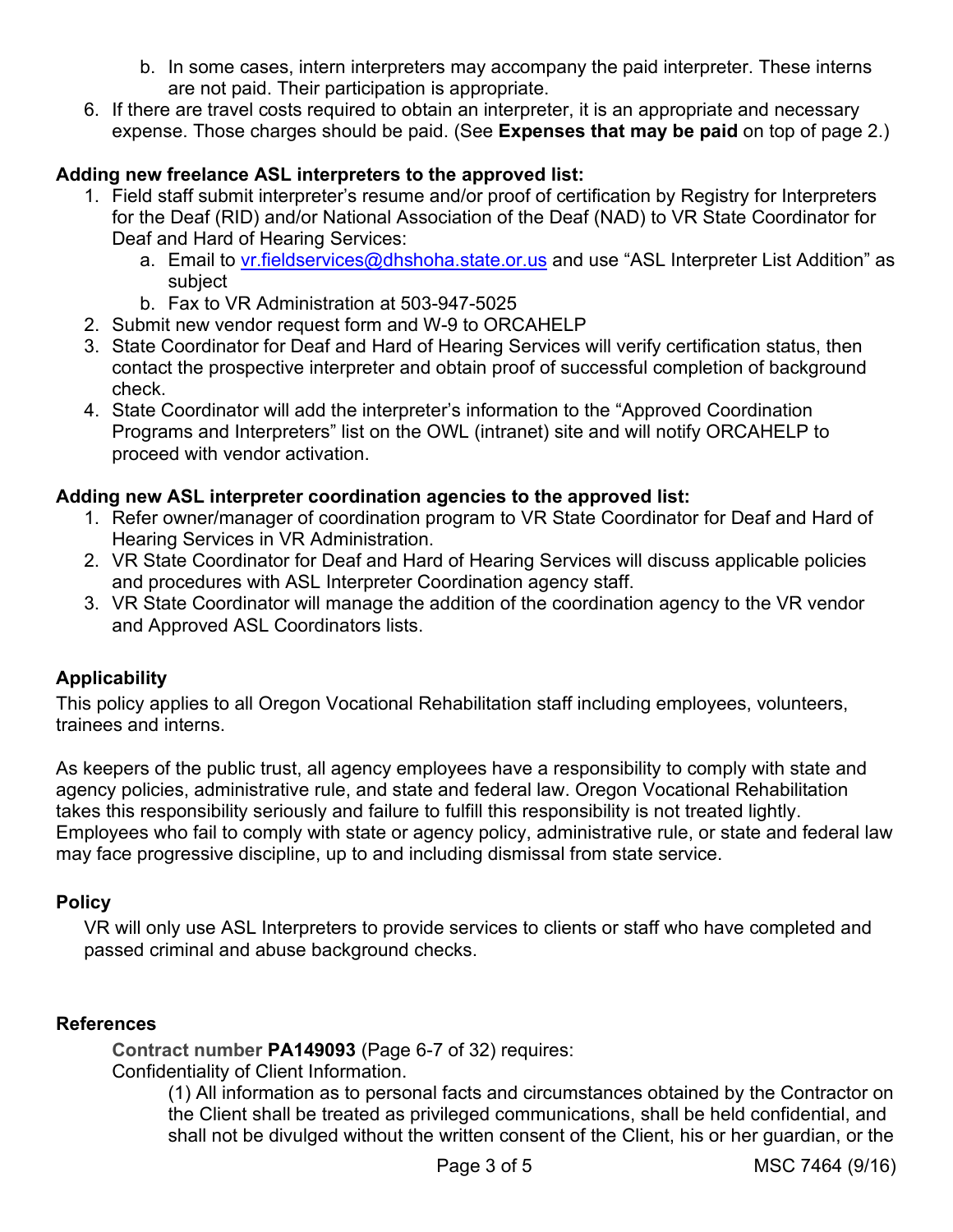b. In some cases, intern interpreters may accompany the paid interpreter. These interns are not paid. Their participation is appropriate.

6. If there are travel costs required to obtain an interpreter, it is an appropriate and necessary expense. Those charges should be paid. (See **Expenses that may be paid** on top of page 2.)

**Adding new freelance ASL interpreters to the approved list:**

1. Field staff submit interpreter's resume and/or proof of certification by Registry for Interpreters for the Deaf (RID) and/or National Association of the Deaf (NAD) to VR State Coordinator for Deaf and Hard of Hearing Services:
   a. Email to vr.fieldservices@dhshoha.state.or.us and use "ASL Interpreter List Addition" as subject
   b. Fax to VR Administration at 503-947-5025
2. Submit new vendor request form and W-9 to ORCAHELP
3. State Coordinator for Deaf and Hard of Hearing Services will verify certification status, then contact the prospective interpreter and obtain proof of successful completion of background check.
4. State Coordinator will add the interpreter's information to the "Approved Coordination Programs and Interpreters" list on the OWL (intranet) site and will notify ORCAHELP to proceed with vendor activation.

**Adding new ASL interpreter coordination agencies to the approved list:**

1. Refer owner/manager of coordination program to VR State Coordinator for Deaf and Hard of Hearing Services in VR Administration.
2. VR State Coordinator for Deaf and Hard of Hearing Services will discuss applicable policies and procedures with ASL Interpreter Coordination agency staff.
3. VR State Coordinator will manage the addition of the coordination agency to the VR vendor and Approved ASL Coordinators lists.

## Applicability

This policy applies to all Oregon Vocational Rehabilitation staff including employees, volunteers, trainees and interns.

As keepers of the public trust, all agency employees have a responsibility to comply with state and agency policies, administrative rule, and state and federal law. Oregon Vocational Rehabilitation takes this responsibility seriously and failure to fulfill this responsibility is not treated lightly. Employees who fail to comply with state or agency policy, administrative rule, or state and federal law may face progressive discipline, up to and including dismissal from state service.

## Policy

VR will only use ASL Interpreters to provide services to clients or staff who have completed and passed criminal and abuse background checks.

## References

**Contract number PA149093** (Page 6-7 of 32) requires:

Confidentiality of Client Information.

(1) All information as to personal facts and circumstances obtained by the Contractor on the Client shall be treated as privileged communications, shall be held confidential, and shall not be divulged without the written consent of the Client, his or her guardian, or the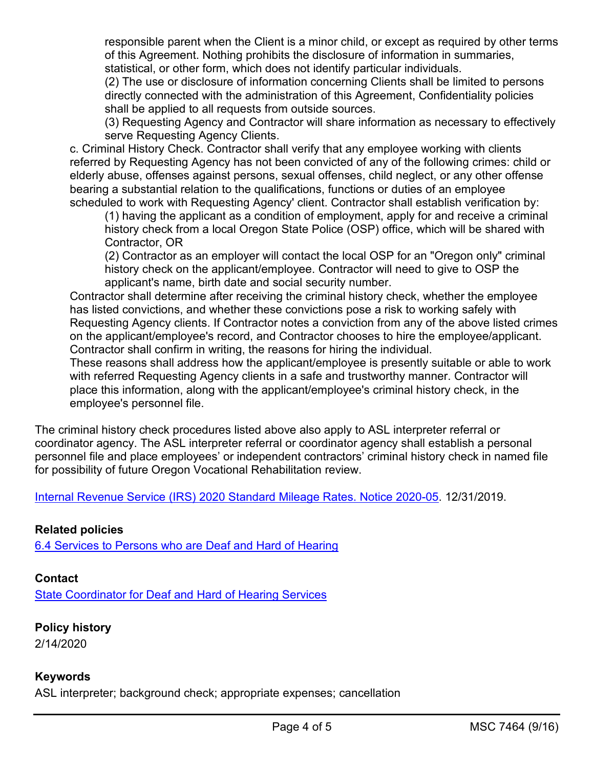responsible parent when the Client is a minor child, or except as required by other terms of this Agreement. Nothing prohibits the disclosure of information in summaries, statistical, or other form, which does not identify particular individuals.

(2) The use or disclosure of information concerning Clients shall be limited to persons directly connected with the administration of this Agreement, Confidentiality policies shall be applied to all requests from outside sources.

(3) Requesting Agency and Contractor will share information as necessary to effectively serve Requesting Agency Clients.

c. Criminal History Check. Contractor shall verify that any employee working with clients referred by Requesting Agency has not been convicted of any of the following crimes: child or elderly abuse, offenses against persons, sexual offenses, child neglect, or any other offense bearing a substantial relation to the qualifications, functions or duties of an employee scheduled to work with Requesting Agency' client. Contractor shall establish verification by:

(1) having the applicant as a condition of employment, apply for and receive a criminal history check from a local Oregon State Police (OSP) office, which will be shared with Contractor, OR

(2) Contractor as an employer will contact the local OSP for an "Oregon only" criminal history check on the applicant/employee. Contractor will need to give to OSP the applicant's name, birth date and social security number.

Contractor shall determine after receiving the criminal history check, whether the employee has listed convictions, and whether these convictions pose a risk to working safely with Requesting Agency clients. If Contractor notes a conviction from any of the above listed crimes on the applicant/employee's record, and Contractor chooses to hire the employee/applicant. Contractor shall confirm in writing, the reasons for hiring the individual.

These reasons shall address how the applicant/employee is presently suitable or able to work with referred Requesting Agency clients in a safe and trustworthy manner. Contractor will place this information, along with the applicant/employee's criminal history check, in the employee's personnel file.

The criminal history check procedures listed above also apply to ASL interpreter referral or coordinator agency. The ASL interpreter referral or coordinator agency shall establish a personal personnel file and place employees' or independent contractors' criminal history check in named file for possibility of future Oregon Vocational Rehabilitation review.

Internal Revenue Service (IRS) 2020 Standard Mileage Rates. Notice 2020-05. 12/31/2019.

**Related policies**

6.4 Services to Persons who are Deaf and Hard of Hearing

**Contact**

State Coordinator for Deaf and Hard of Hearing Services

**Policy history**

2/14/2020

**Keywords**

ASL interpreter; background check; appropriate expenses; cancellation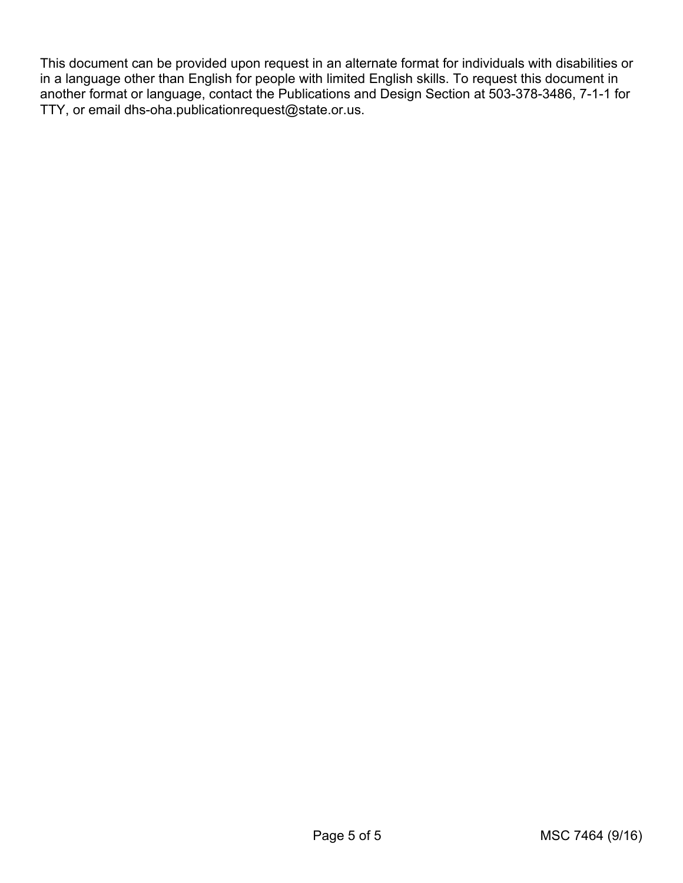This document can be provided upon request in an alternate format for individuals with disabilities or in a language other than English for people with limited English skills. To request this document in another format or language, contact the Publications and Design Section at 503-378-3486, 7-1-1 for TTY, or email dhs-oha.publicationrequest@state.or.us.